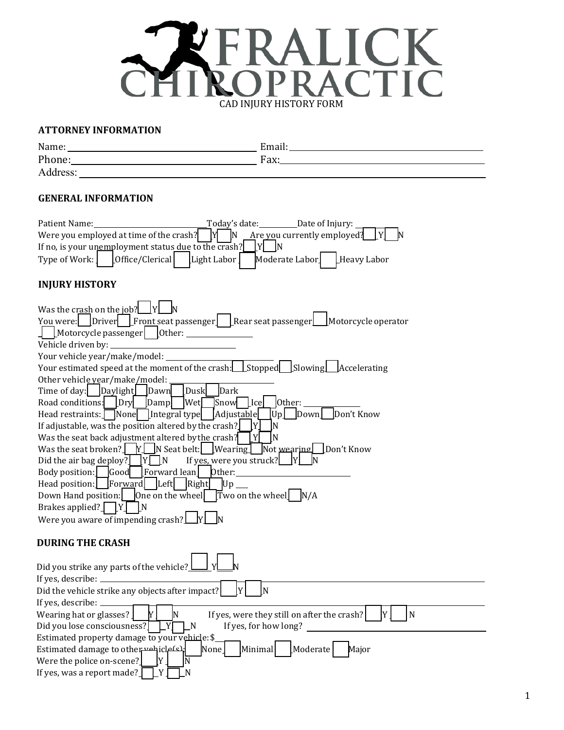# FRALICK CHIROPRACTIC

CAD INJURY HISTORY FORM

## ATTORNEY INFORMATION

Name: ______________________ Email: ______________________

Phone: ______________________ Fax: ______________________

Address: ______________________

## GENERAL INFORMATION

Patient Name: ______________ Today's date: ________ Date of Injury: ________

Were you employed at time of the crash? [ ] Y [ ] N Are you currently employed? [ ] Y [ ] N

If no, is your unemployment status due to the crash? [ ] Y [ ] N

Type of Work: [ ] Office/Clerical [ ] Light Labor [ ] Moderate Labor [ ] Heavy Labor

## INJURY HISTORY

Was the crash on the job? [ ] Y [ ] N

You were: [ ] Driver [ ] Front seat passenger [ ] Rear seat passenger [ ] Motorcycle operator [ ] Motorcycle passenger [ ] Other: ________

Vehicle driven by: ______________

Your vehicle year/make/model: ______________

Your estimated speed at the moment of the crash: [ ] Stopped [ ] Slowing [ ] Accelerating

Other vehicle year/make/model: ______________

Time of day: [ ] Daylight [ ] Dawn [ ] Dusk [ ] Dark

Road conditions: [ ] Dry [ ] Damp [ ] Wet [ ] Snow [ ] Ice [ ] Other: ________

Head restraints: [ ] None [ ] Integral type [ ] Adjustable [ ] Up [ ] Down [ ] Don't Know

If adjustable, was the position altered by the crash? [ ] Y [ ] N

Was the seat back adjustment altered by the crash? [ ] Y [ ] N

Was the seat broken? [ ] Y [ ] N Seat belt: [ ] Wearing [ ] Not wearing [ ] Don't Know

Did the air bag deploy? [ ] Y [ ] N If yes, were you struck? [ ] Y [ ] N

Body position: [ ] Good [ ] Forward lean [ ] Other: ______________

Head position: [ ] Forward [ ] Left [ ] Right [ ] Up ___

Down Hand position: [ ] One on the wheel [ ] Two on the wheel [ ] N/A

Brakes applied? [ ] Y [ ] N

Were you aware of impending crash? [ ] Y [ ] N

## DURING THE CRASH

Did you strike any parts of the vehicle? [ ] Y [ ] N

If yes, describe: ______________

Did the vehicle strike any objects after impact? [ ] Y [ ] N

If yes, describe: ______________

Wearing hat or glasses? [ ] Y [ ] N If yes, were they still on after the crash? [ ] Y [ ] N

Did you lose consciousness? [ ] Y [ ] N If yes, for how long? ______________

Estimated property damage to your vehicle: $___

Estimated damage to other vehicle(s): [ ] None [ ] Minimal [ ] Moderate [ ] Major

Were the police on-scene? [ ] Y [ ] N

If yes, was a report made? [ ] Y [ ] N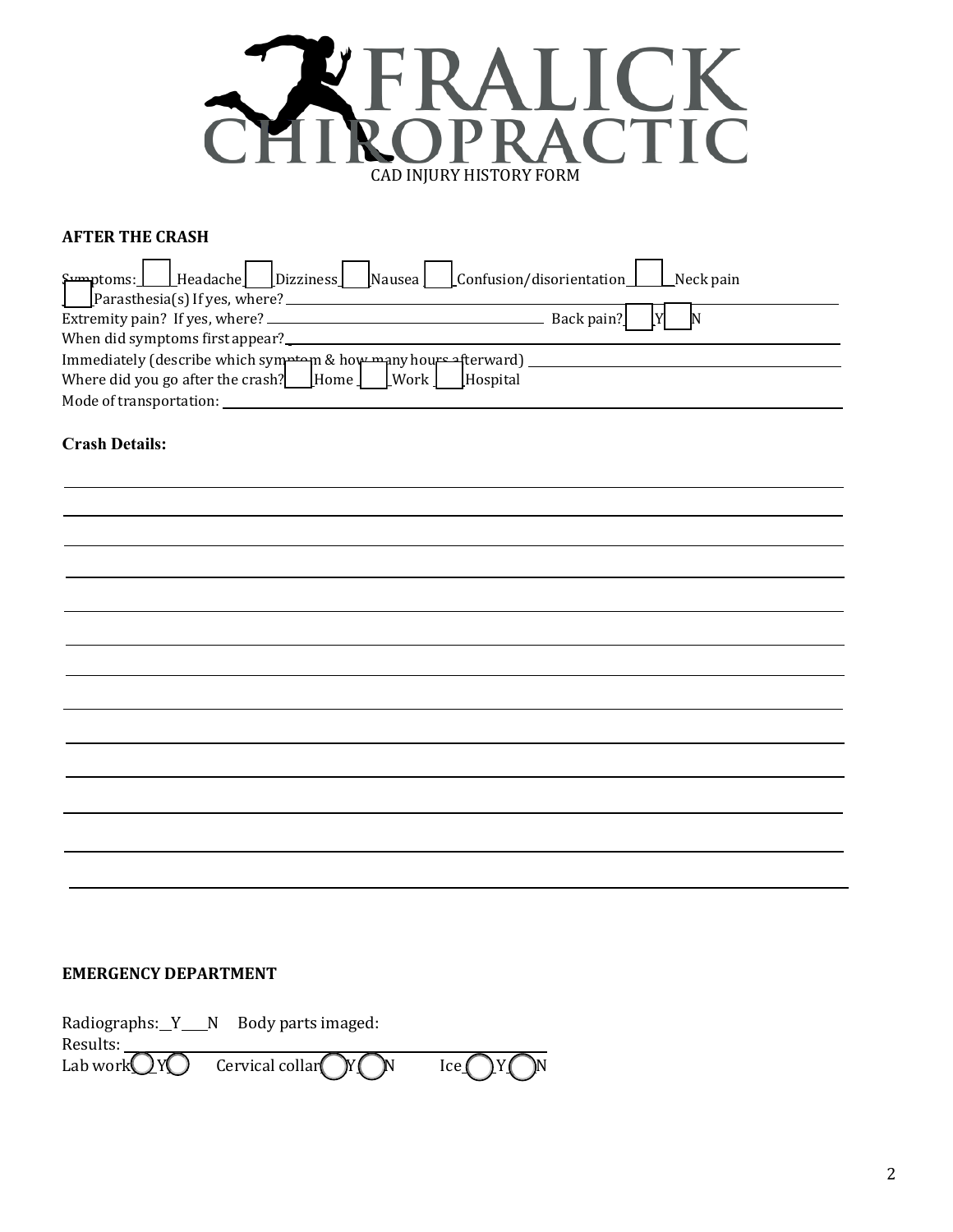# FRALICK CHIROPRACTIC

CAD INJURY HISTORY FORM

**AFTER THE CRASH**

Symptoms: ☐ Headache ☐ Dizziness ☐ Nausea ☐ Confusion/disorientation ☐ Neck pain

☐ Parasthesia(s) If yes, where? ______________________________

Extremity pain? If yes, where? ______________________________ Back pain? ☐ Y ☐ N

When did symptoms first appear? ______________________________

Immediately (describe which symptom & how many hours afterward) ______________________________

Where did you go after the crash? ☐ Home ☐ Work ☐ Hospital

Mode of transportation: ______________________________

**Crash Details:**

______________________________

______________________________

______________________________

______________________________

______________________________

______________________________

______________________________

______________________________

______________________________

______________________________

______________________________

______________________________

______________________________

**EMERGENCY DEPARTMENT**

Radiographs: __Y____N Body parts imaged:

Results: ______________________________

Lab work ◯ Y ◯ Cervical collar ◯ Y ◯ N Ice ◯ Y ◯ N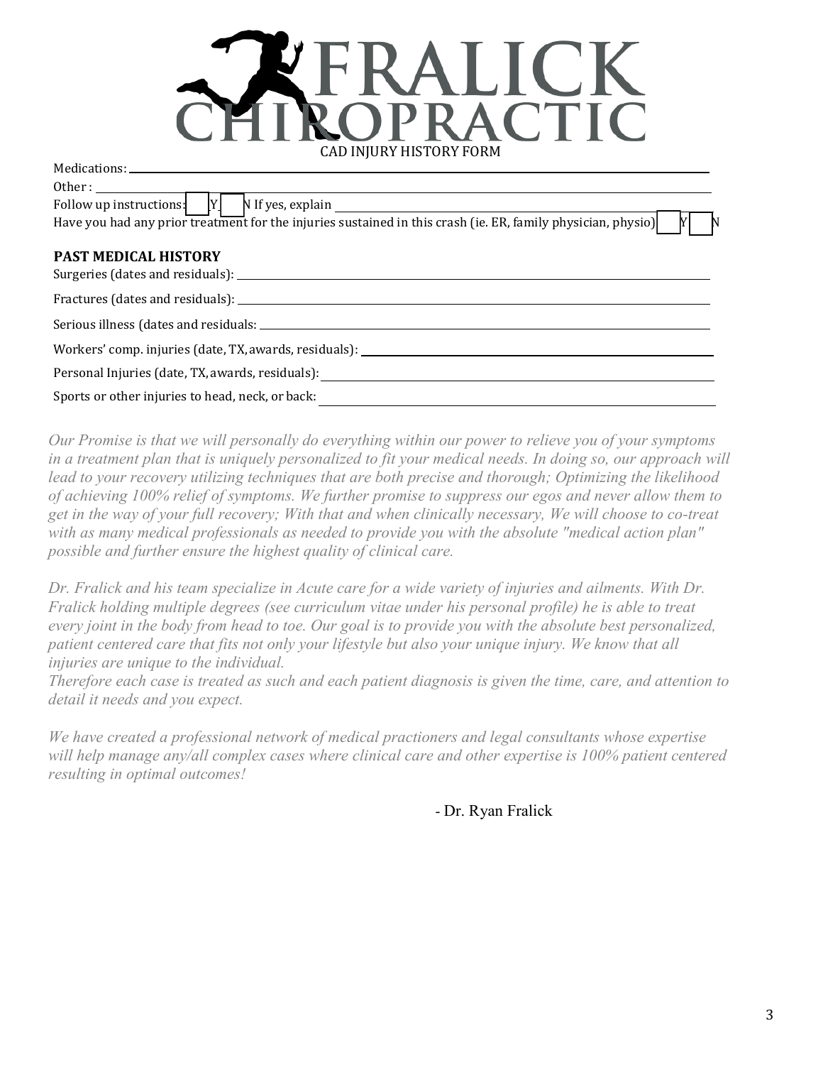# FRALICK CHIROPRACTIC

CAD INJURY HISTORY FORM

Medications: \_\_\_\_\_\_\_\_\_\_\_\_\_\_\_\_\_\_\_\_\_\_\_\_\_\_\_\_\_\_\_\_\_\_\_\_\_\_\_\_

Other : \_\_\_\_\_\_\_\_\_\_\_\_\_\_\_\_\_\_\_\_\_\_\_\_\_\_\_\_\_\_\_\_\_\_\_\_\_\_\_\_

Follow up instructions: ☐ Y ☐ N If yes, explain \_\_\_\_\_\_\_\_\_\_\_\_\_\_\_\_\_\_\_\_\_\_\_\_\_\_\_\_\_\_\_\_

Have you had any prior treatment for the injuries sustained in this crash (ie. ER, family physician, physio) ☐ Y ☐ N

**PAST MEDICAL HISTORY**

Surgeries (dates and residuals): \_\_\_\_\_\_\_\_\_\_\_\_\_\_\_\_\_\_\_\_\_\_\_\_\_\_\_\_\_\_\_\_

Fractures (dates and residuals): \_\_\_\_\_\_\_\_\_\_\_\_\_\_\_\_\_\_\_\_\_\_\_\_\_\_\_\_\_\_\_\_

Serious illness (dates and residuals: \_\_\_\_\_\_\_\_\_\_\_\_\_\_\_\_\_\_\_\_\_\_\_\_\_\_\_\_\_\_\_\_

Workers' comp. injuries (date, TX, awards, residuals): \_\_\_\_\_\_\_\_\_\_\_\_\_\_\_\_\_\_\_\_\_\_\_\_

Personal Injuries (date, TX, awards, residuals): \_\_\_\_\_\_\_\_\_\_\_\_\_\_\_\_\_\_\_\_\_\_\_\_

Sports or other injuries to head, neck, or back: \_\_\_\_\_\_\_\_\_\_\_\_\_\_\_\_\_\_\_\_\_\_\_\_

*Our Promise is that we will personally do everything within our power to relieve you of your symptoms in a treatment plan that is uniquely personalized to fit your medical needs. In doing so, our approach will lead to your recovery utilizing techniques that are both precise and thorough; Optimizing the likelihood of achieving 100% relief of symptoms. We further promise to suppress our egos and never allow them to get in the way of your full recovery; With that and when clinically necessary, We will choose to co-treat with as many medical professionals as needed to provide you with the absolute "medical action plan" possible and further ensure the highest quality of clinical care.*

*Dr. Fralick and his team specialize in Acute care for a wide variety of injuries and ailments. With Dr. Fralick holding multiple degrees (see curriculum vitae under his personal profile) he is able to treat every joint in the body from head to toe. Our goal is to provide you with the absolute best personalized, patient centered care that fits not only your lifestyle but also your unique injury. We know that all injuries are unique to the individual.*
*Therefore each case is treated as such and each patient diagnosis is given the time, care, and attention to detail it needs and you expect.*

*We have created a professional network of medical practioners and legal consultants whose expertise will help manage any/all complex cases where clinical care and other expertise is 100% patient centered resulting in optimal outcomes!*

\- Dr. Ryan Fralick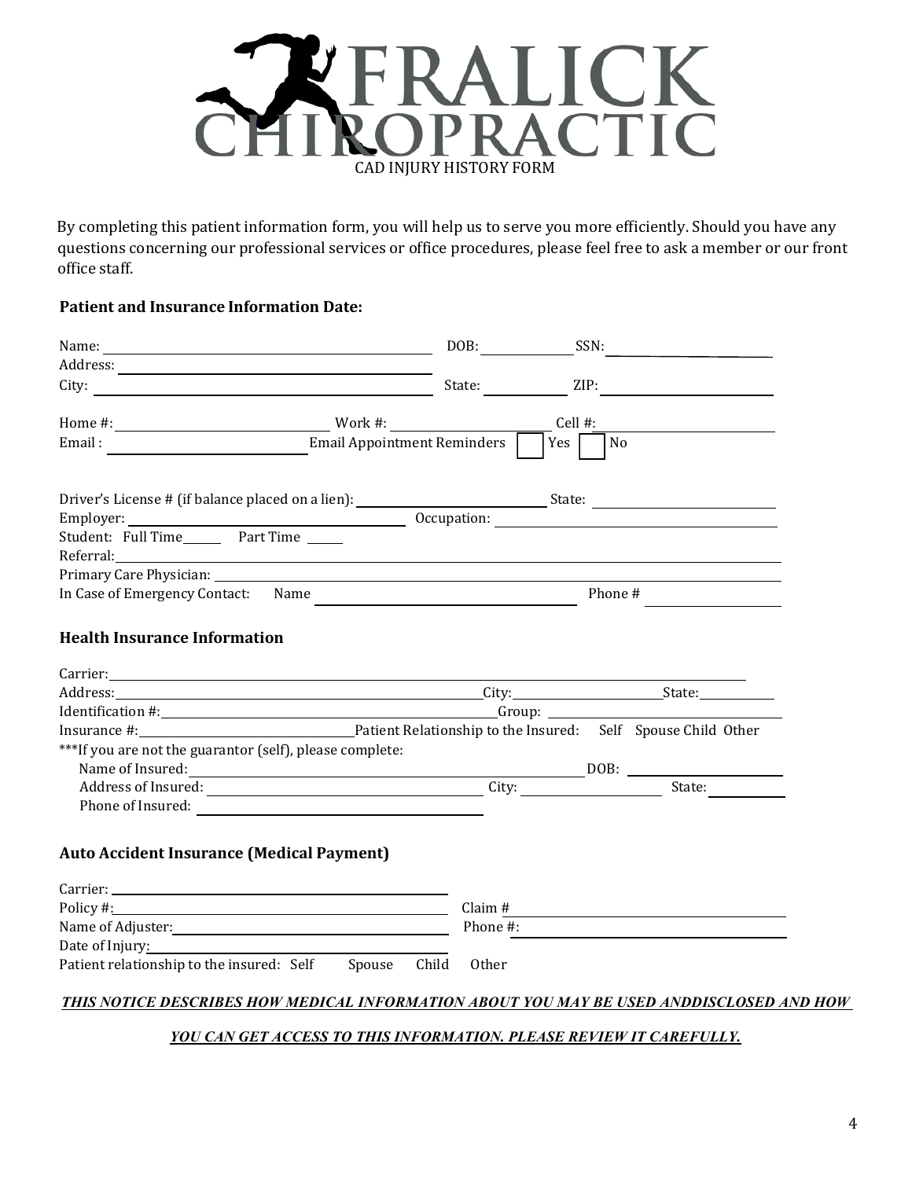# FRALICK CHIROPRACTIC

CAD INJURY HISTORY FORM

By completing this patient information form, you will help us to serve you more efficiently. Should you have any questions concerning our professional services or office procedures, please feel free to ask a member or our front office staff.

### Patient and Insurance Information Date:

Name: ______________________ DOB: __________ SSN: __________

Address: ______________________

City: ______________________ State: __________ ZIP: __________

Home #: __________ Work #: __________ Cell #: __________

Email : __________ Email Appointment Reminders ☐ Yes ☐ No

Driver's License # (if balance placed on a lien): __________ State: __________

Employer: __________ Occupation: __________

Student: Full Time______ Part Time ______

Referral: ______________________

Primary Care Physician: ______________________

In Case of Emergency Contact: Name __________ Phone # __________

### Health Insurance Information

Carrier: ______________________

Address: __________ City: __________ State: __________

Identification #: __________ Group: __________

Insurance #: __________ Patient Relationship to the Insured: Self Spouse Child Other

***If you are not the guarantor (self), please complete:

Name of Insured: __________ DOB: __________

Address of Insured: __________ City: __________ State: __________

Phone of Insured: __________

### Auto Accident Insurance (Medical Payment)

Carrier: __________

Policy #: __________ Claim # __________

Name of Adjuster: __________ Phone #: __________

Date of Injury: __________

Patient relationship to the insured: Self Spouse Child Other

***<u>THIS NOTICE DESCRIBES HOW MEDICAL INFORMATION ABOUT YOU MAY BE USED ANDDISCLOSED AND HOW YOU CAN GET ACCESS TO THIS INFORMATION. PLEASE REVIEW IT CAREFULLY.</u>***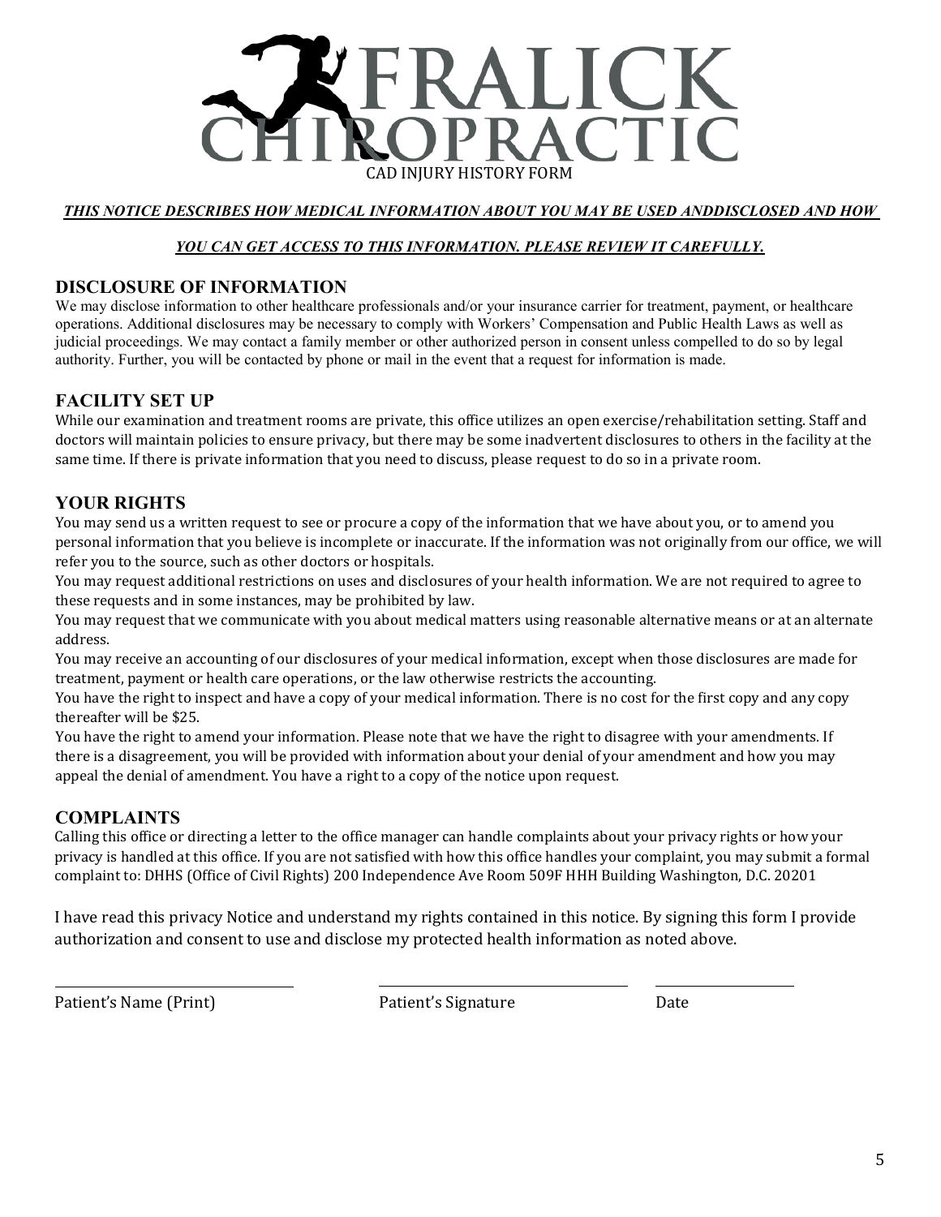# FRALICK CHIROPRACTIC

CAD INJURY HISTORY FORM

***THIS NOTICE DESCRIBES HOW MEDICAL INFORMATION ABOUT YOU MAY BE USED ANDDISCLOSED AND HOW YOU CAN GET ACCESS TO THIS INFORMATION. PLEASE REVIEW IT CAREFULLY.***

## DISCLOSURE OF INFORMATION

We may disclose information to other healthcare professionals and/or your insurance carrier for treatment, payment, or healthcare operations. Additional disclosures may be necessary to comply with Workers' Compensation and Public Health Laws as well as judicial proceedings. We may contact a family member or other authorized person in consent unless compelled to do so by legal authority. Further, you will be contacted by phone or mail in the event that a request for information is made.

## FACILITY SET UP

While our examination and treatment rooms are private, this office utilizes an open exercise/rehabilitation setting. Staff and doctors will maintain policies to ensure privacy, but there may be some inadvertent disclosures to others in the facility at the same time. If there is private information that you need to discuss, please request to do so in a private room.

## YOUR RIGHTS

You may send us a written request to see or procure a copy of the information that we have about you, or to amend you personal information that you believe is incomplete or inaccurate. If the information was not originally from our office, we will refer you to the source, such as other doctors or hospitals.

You may request additional restrictions on uses and disclosures of your health information. We are not required to agree to these requests and in some instances, may be prohibited by law.

You may request that we communicate with you about medical matters using reasonable alternative means or at an alternate address.

You may receive an accounting of our disclosures of your medical information, except when those disclosures are made for treatment, payment or health care operations, or the law otherwise restricts the accounting.

You have the right to inspect and have a copy of your medical information. There is no cost for the first copy and any copy thereafter will be $25.

You have the right to amend your information. Please note that we have the right to disagree with your amendments. If there is a disagreement, you will be provided with information about your denial of your amendment and how you may appeal the denial of amendment. You have a right to a copy of the notice upon request.

## COMPLAINTS

Calling this office or directing a letter to the office manager can handle complaints about your privacy rights or how your privacy is handled at this office. If you are not satisfied with how this office handles your complaint, you may submit a formal complaint to: DHHS (Office of Civil Rights) 200 Independence Ave Room 509F HHH Building Washington, D.C. 20201

I have read this privacy Notice and understand my rights contained in this notice. By signing this form I provide authorization and consent to use and disclose my protected health information as noted above.

| ______________________ | ______________________ | ____________ |
|---|---|---|
| Patient's Name (Print) | Patient's Signature | Date |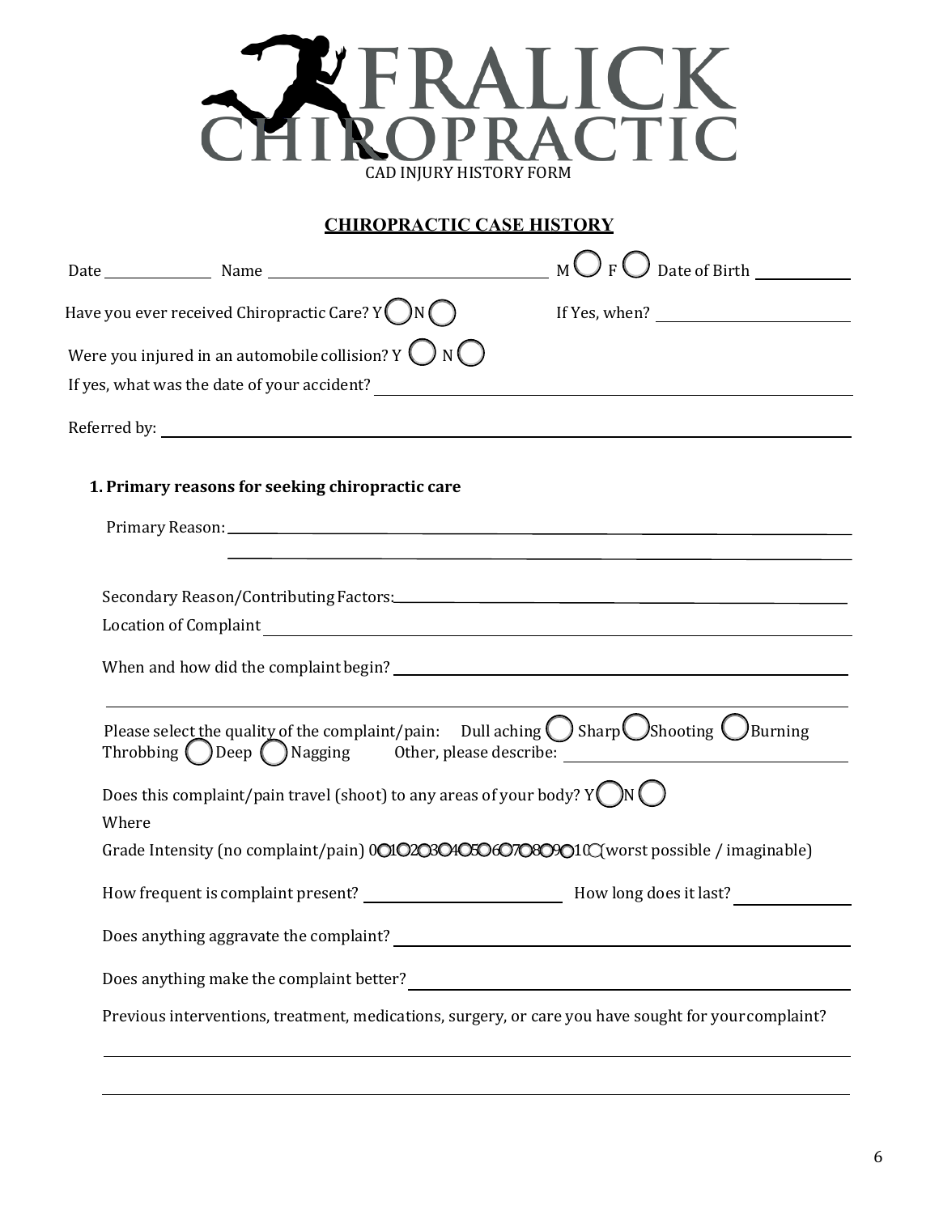# FRALICK CHIROPRACTIC

CAD INJURY HISTORY FORM

## CHIROPRACTIC CASE HISTORY

Date ______________ Name ____________________________________ M ◯ F ◯ Date of Birth ___________

Have you ever received Chiropractic Care? Y ◯ N ◯ If Yes, when? ________________________

Were you injured in an automobile collision? Y ◯ N ◯

If yes, what was the date of your accident? ________________________________________________

Referred by: ____________________________________________________________

### 1. Primary reasons for seeking chiropractic care

Primary Reason: ____________________________________________________________

____________________________________________________________

Secondary Reason/Contributing Factors: ____________________________________________

Location of Complaint ____________________________________________________________

When and how did the complaint begin? ____________________________________________

____________________________________________________________

Please select the quality of the complaint/pain: Dull aching ◯ Sharp ◯ Shooting ◯ Burning Throbbing ◯ Deep ◯ Nagging Other, please describe: ______________________

Does this complaint/pain travel (shoot) to any areas of your body? Y ◯ N ◯

Where

Grade Intensity (no complaint/pain) 0◯1◯2◯3◯4◯5◯6◯7◯8◯9◯10◯ (worst possible / imaginable)

How frequent is complaint present? ______________________ How long does it last? ____________

Does anything aggravate the complaint? ____________________________________________

Does anything make the complaint better? __________________________________________

Previous interventions, treatment, medications, surgery, or care you have sought for your complaint?

____________________________________________________________

____________________________________________________________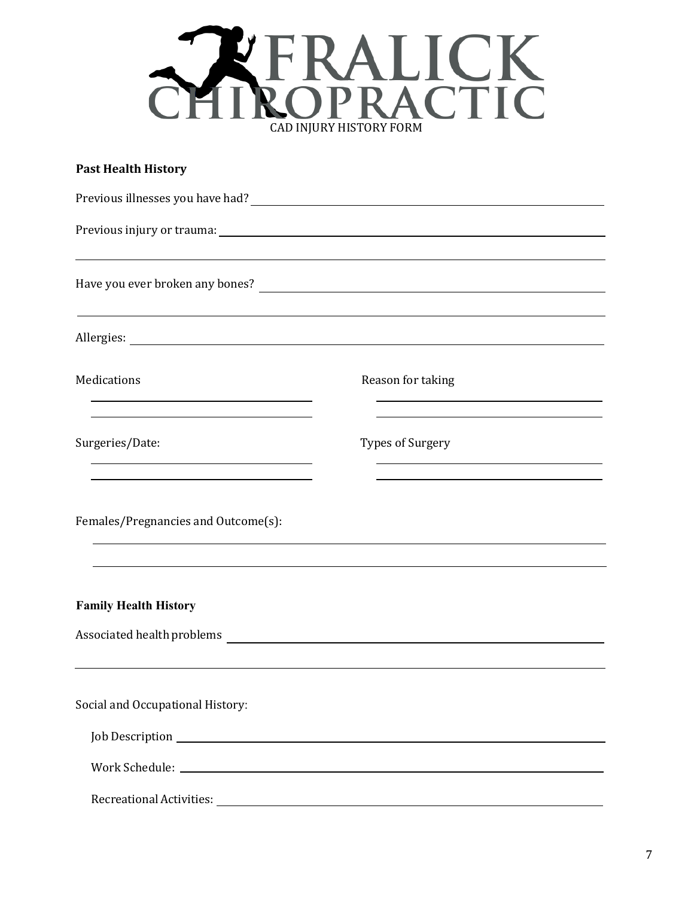# FRALICK CHIROPRACTIC

CAD INJURY HISTORY FORM

**Past Health History**

Previous illnesses you have had? ______________________________

Previous injury or trauma: ______________________________

______________________________

Have you ever broken any bones? ______________________________

______________________________

Allergies: ______________________________

| Medications | Reason for taking |
| --- | --- |
| ______________ | ______________ |
| ______________ | ______________ |

| Surgeries/Date: | Types of Surgery |
| --- | --- |
| ______________ | ______________ |
| ______________ | ______________ |

Females/Pregnancies and Outcome(s):

______________________________

______________________________

**Family Health History**

Associated health problems ______________________________

______________________________

Social and Occupational History:

Job Description ______________________________

Work Schedule: ______________________________

Recreational Activities: ______________________________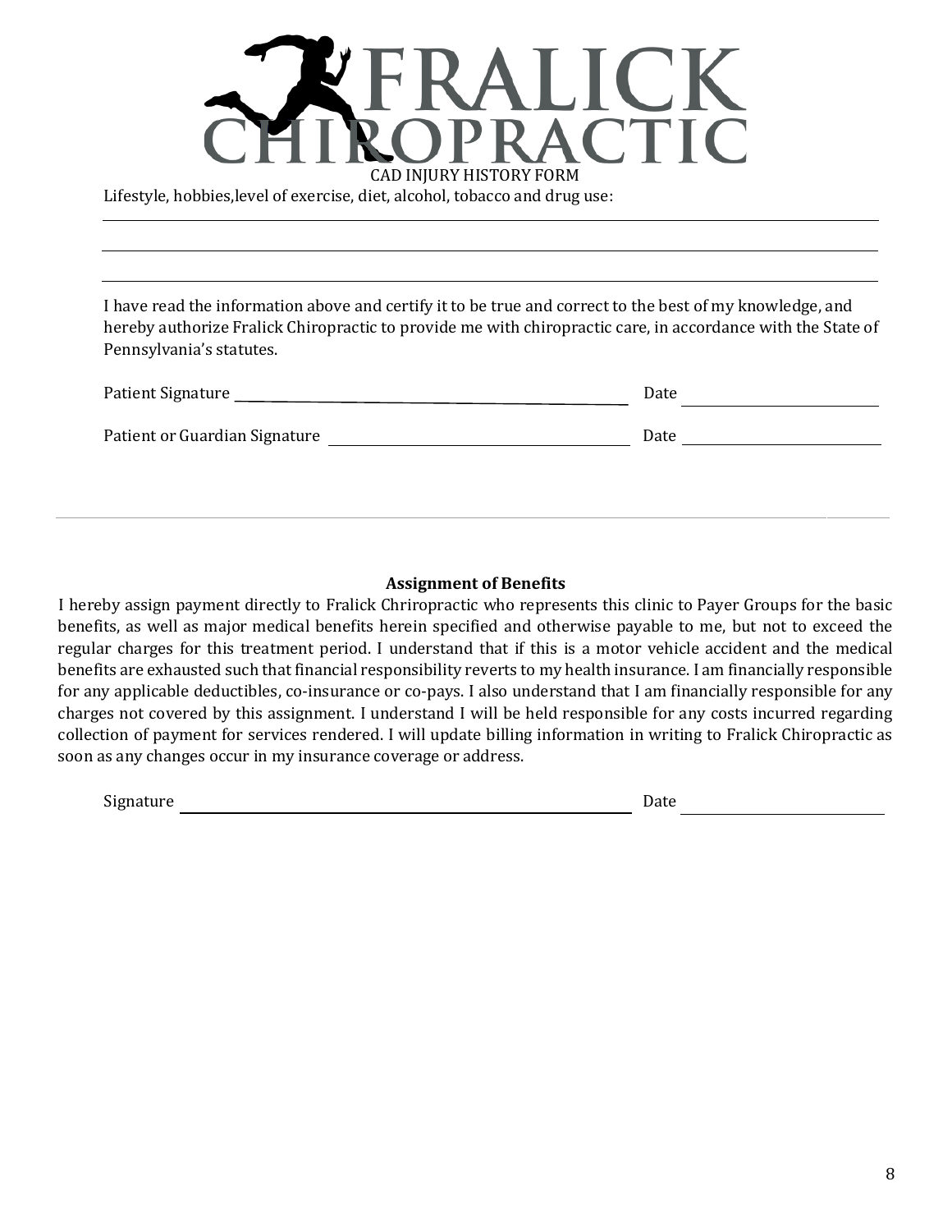# FRALICK CHIROPRACTIC

CAD INJURY HISTORY FORM

Lifestyle, hobbies,level of exercise, diet, alcohol, tobacco and drug use:

\_\_\_\_\_\_\_\_\_\_\_\_\_\_\_\_\_\_\_\_\_\_\_\_\_\_\_\_\_\_\_\_\_\_\_\_\_\_\_\_\_\_\_\_\_\_\_\_\_\_\_\_\_\_\_\_\_\_\_\_

\_\_\_\_\_\_\_\_\_\_\_\_\_\_\_\_\_\_\_\_\_\_\_\_\_\_\_\_\_\_\_\_\_\_\_\_\_\_\_\_\_\_\_\_\_\_\_\_\_\_\_\_\_\_\_\_\_\_\_\_

\_\_\_\_\_\_\_\_\_\_\_\_\_\_\_\_\_\_\_\_\_\_\_\_\_\_\_\_\_\_\_\_\_\_\_\_\_\_\_\_\_\_\_\_\_\_\_\_\_\_\_\_\_\_\_\_\_\_\_\_

I have read the information above and certify it to be true and correct to the best of my knowledge, and hereby authorize Fralick Chiropractic to provide me with chiropractic care, in accordance with the State of Pennsylvania's statutes.

Patient Signature \_\_\_\_\_\_\_\_\_\_\_\_\_\_\_\_\_\_\_\_\_\_\_\_\_\_\_\_\_\_\_\_\_\_\_\_ Date \_\_\_\_\_\_\_\_\_\_\_\_\_\_\_\_\_\_

Patient or Guardian Signature \_\_\_\_\_\_\_\_\_\_\_\_\_\_\_\_\_\_\_\_\_\_\_\_\_\_\_\_ Date \_\_\_\_\_\_\_\_\_\_\_\_\_\_\_\_\_\_

---

**Assignment of Benefits**

I hereby assign payment directly to Fralick Chriropractic who represents this clinic to Payer Groups for the basic benefits, as well as major medical benefits herein specified and otherwise payable to me, but not to exceed the regular charges for this treatment period. I understand that if this is a motor vehicle accident and the medical benefits are exhausted such that financial responsibility reverts to my health insurance. I am financially responsible for any applicable deductibles, co-insurance or co-pays. I also understand that I am financially responsible for any charges not covered by this assignment. I understand I will be held responsible for any costs incurred regarding collection of payment for services rendered. I will update billing information in writing to Fralick Chiropractic as soon as any changes occur in my insurance coverage or address.

Signature \_\_\_\_\_\_\_\_\_\_\_\_\_\_\_\_\_\_\_\_\_\_\_\_\_\_\_\_\_\_\_\_\_\_\_\_\_\_\_\_ Date \_\_\_\_\_\_\_\_\_\_\_\_\_\_\_\_\_\_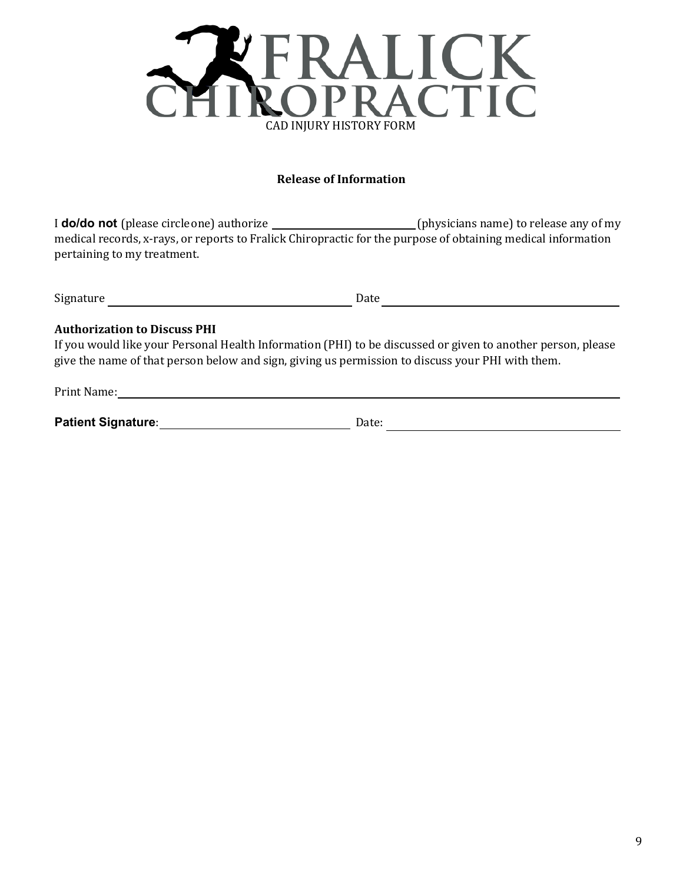# FRALICK CHIROPRACTIC

CAD INJURY HISTORY FORM

**Release of Information**

I **do/do not** (please circle one) authorize \_\_\_\_\_\_\_\_\_\_\_\_\_\_\_\_\_\_\_\_\_\_\_\_\_\_ (physicians name) to release any of my medical records, x-rays, or reports to Fralick Chiropractic for the purpose of obtaining medical information pertaining to my treatment.

Signature \_\_\_\_\_\_\_\_\_\_\_\_\_\_\_\_\_\_\_\_\_\_\_\_\_\_\_\_\_\_\_\_\_\_\_\_\_\_\_\_ Date \_\_\_\_\_\_\_\_\_\_\_\_\_\_\_\_\_\_\_\_\_\_\_\_\_\_\_\_\_\_\_\_\_\_\_\_\_\_\_\_

**Authorization to Discuss PHI**

If you would like your Personal Health Information (PHI) to be discussed or given to another person, please give the name of that person below and sign, giving us permission to discuss your PHI with them.

Print Name: \_\_\_\_\_\_\_\_\_\_\_\_\_\_\_\_\_\_\_\_\_\_\_\_\_\_\_\_\_\_\_\_\_\_\_\_\_\_\_\_\_\_\_\_\_\_\_\_\_\_\_\_\_\_\_\_\_\_\_\_\_\_\_\_\_\_\_\_\_\_\_\_\_\_\_\_\_\_\_\_\_\_

**Patient Signature**: \_\_\_\_\_\_\_\_\_\_\_\_\_\_\_\_\_\_\_\_\_\_\_\_\_\_\_\_\_\_\_\_ Date: \_\_\_\_\_\_\_\_\_\_\_\_\_\_\_\_\_\_\_\_\_\_\_\_\_\_\_\_\_\_\_\_\_\_\_\_\_\_\_\_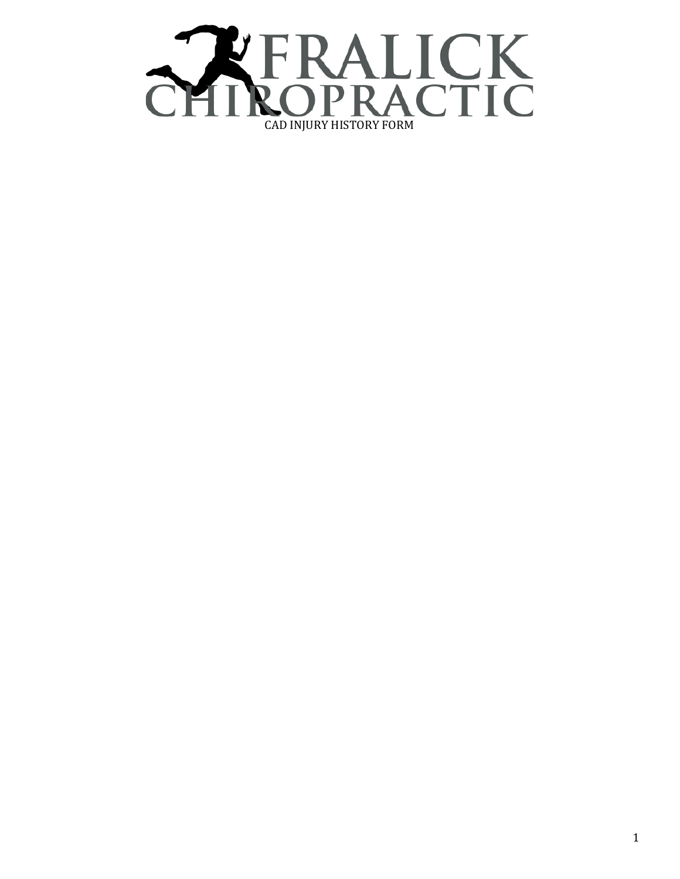FRALICK CHIROPRACTIC

CAD INJURY HISTORY FORM